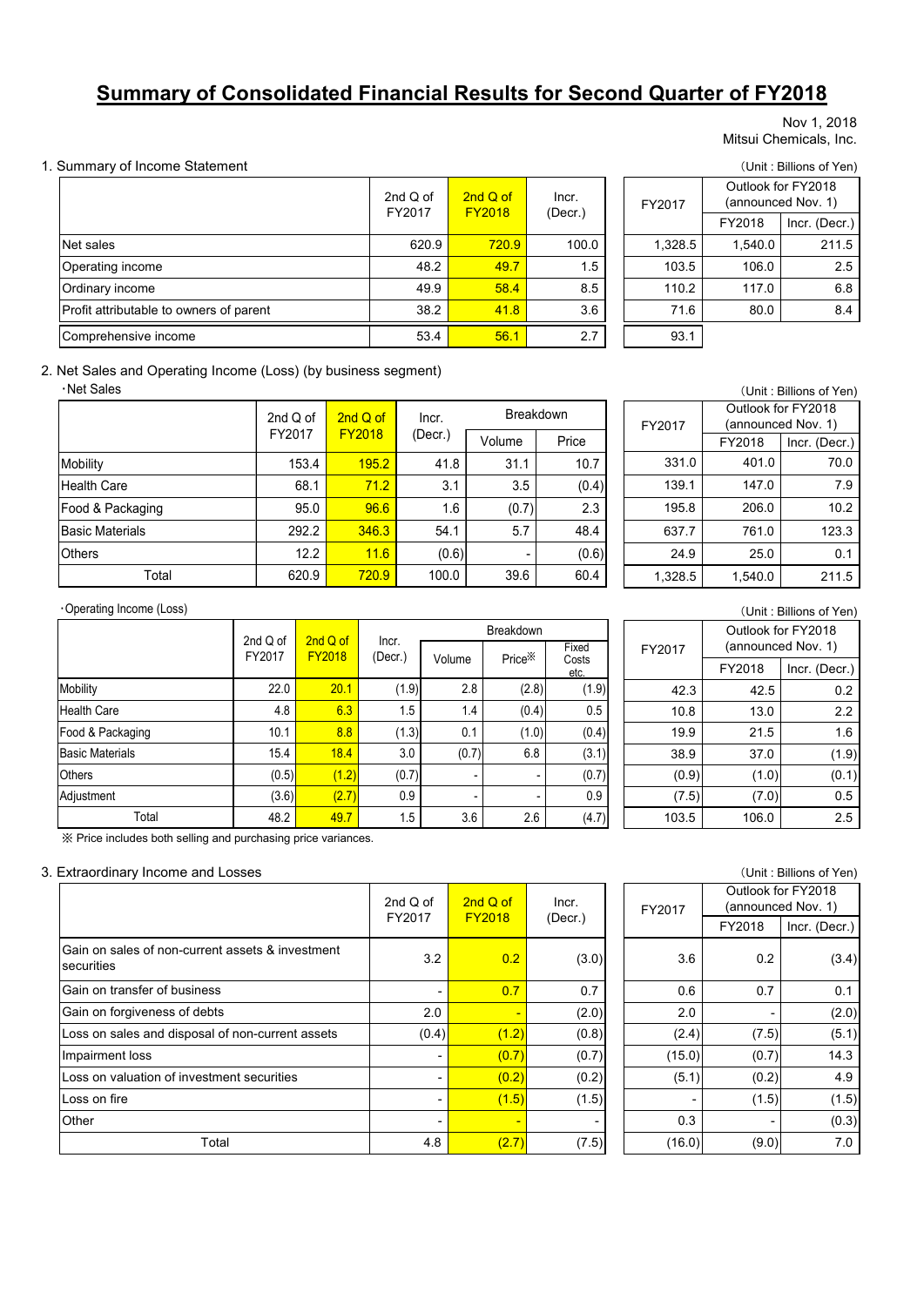# Summary of Consolidated Financial Results for Second Quarter of FY2018

Nov 1, 2018
Mitsui Chemicals, Inc.

## 1. Summary of Income Statement

(Unit : Billions of Yen)

| | 2nd Q of FY2017 | 2nd Q of FY2018 | Incr. (Decr.) | FY2017 | Outlook for FY2018 (announced Nov. 1) | |
|---|---|---|---|---|---|---|
| | | | | | FY2018 | Incr. (Decr.) |
| Net sales | 620.9 | 720.9 | 100.0 | 1,328.5 | 1,540.0 | 211.5 |
| Operating income | 48.2 | 49.7 | 1.5 | 103.5 | 106.0 | 2.5 |
| Ordinary income | 49.9 | 58.4 | 8.5 | 110.2 | 117.0 | 6.8 |
| Profit attributable to owners of parent | 38.2 | 41.8 | 3.6 | 71.6 | 80.0 | 8.4 |
| Comprehensive income | 53.4 | 56.1 | 2.7 | 93.1 | | |

## 2. Net Sales and Operating Income (Loss) (by business segment)

・Net Sales

(Unit : Billions of Yen)

| | 2nd Q of FY2017 | 2nd Q of FY2018 | Incr. (Decr.) | Breakdown | | FY2017 | Outlook for FY2018 (announced Nov. 1) | |
|---|---|---|---|---|---|---|---|---|
| | | | | Volume | Price | | FY2018 | Incr. (Decr.) |
| Mobility | 153.4 | 195.2 | 41.8 | 31.1 | 10.7 | 331.0 | 401.0 | 70.0 |
| Health Care | 68.1 | 71.2 | 3.1 | 3.5 | (0.4) | 139.1 | 147.0 | 7.9 |
| Food & Packaging | 95.0 | 96.6 | 1.6 | (0.7) | 2.3 | 195.8 | 206.0 | 10.2 |
| Basic Materials | 292.2 | 346.3 | 54.1 | 5.7 | 48.4 | 637.7 | 761.0 | 123.3 |
| Others | 12.2 | 11.6 | (0.6) | - | (0.6) | 24.9 | 25.0 | 0.1 |
| Total | 620.9 | 720.9 | 100.0 | 39.6 | 60.4 | 1,328.5 | 1,540.0 | 211.5 |

・Operating Income (Loss)

(Unit : Billions of Yen)

| | 2nd Q of FY2017 | 2nd Q of FY2018 | Incr. (Decr.) | Breakdown | | | FY2017 | Outlook for FY2018 (announced Nov. 1) | |
|---|---|---|---|---|---|---|---|---|---|
| | | | | Volume | Price※ | Fixed Costs etc. | | FY2018 | Incr. (Decr.) |
| Mobility | 22.0 | 20.1 | (1.9) | 2.8 | (2.8) | (1.9) | 42.3 | 42.5 | 0.2 |
| Health Care | 4.8 | 6.3 | 1.5 | 1.4 | (0.4) | 0.5 | 10.8 | 13.0 | 2.2 |
| Food & Packaging | 10.1 | 8.8 | (1.3) | 0.1 | (1.0) | (0.4) | 19.9 | 21.5 | 1.6 |
| Basic Materials | 15.4 | 18.4 | 3.0 | (0.7) | 6.8 | (3.1) | 38.9 | 37.0 | (1.9) |
| Others | (0.5) | (1.2) | (0.7) | - | - | (0.7) | (0.9) | (1.0) | (0.1) |
| Adjustment | (3.6) | (2.7) | 0.9 | - | - | 0.9 | (7.5) | (7.0) | 0.5 |
| Total | 48.2 | 49.7 | 1.5 | 3.6 | 2.6 | (4.7) | 103.5 | 106.0 | 2.5 |

※ Price includes both selling and purchasing price variances.

## 3. Extraordinary Income and Losses

(Unit : Billions of Yen)

| | 2nd Q of FY2017 | 2nd Q of FY2018 | Incr. (Decr.) | FY2017 | Outlook for FY2018 (announced Nov. 1) | |
|---|---|---|---|---|---|---|
| | | | | | FY2018 | Incr. (Decr.) |
| Gain on sales of non-current assets & investment securities | 3.2 | 0.2 | (3.0) | 3.6 | 0.2 | (3.4) |
| Gain on transfer of business | - | 0.7 | 0.7 | 0.6 | 0.7 | 0.1 |
| Gain on forgiveness of debts | 2.0 | - | (2.0) | 2.0 | - | (2.0) |
| Loss on sales and disposal of non-current assets | (0.4) | (1.2) | (0.8) | (2.4) | (7.5) | (5.1) |
| Impairment loss | - | (0.7) | (0.7) | (15.0) | (0.7) | 14.3 |
| Loss on valuation of investment securities | - | (0.2) | (0.2) | (5.1) | (0.2) | 4.9 |
| Loss on fire | - | (1.5) | (1.5) | - | (1.5) | (1.5) |
| Other | - | - | - | 0.3 | - | (0.3) |
| Total | 4.8 | (2.7) | (7.5) | (16.0) | (9.0) | 7.0 |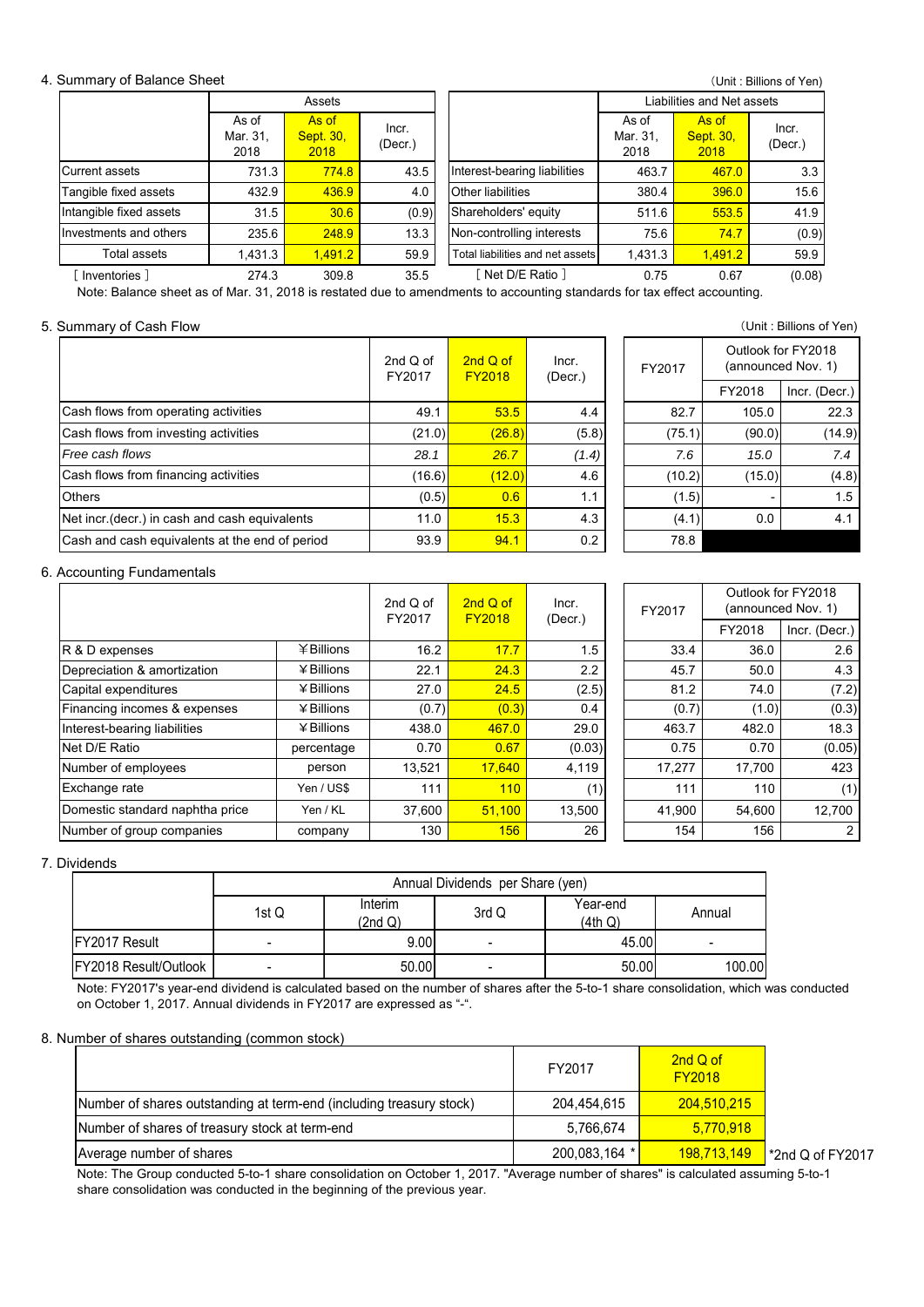## 4. Summary of Balance Sheet

(Unit : Billions of Yen)

| | Assets | | | | Liabilities and Net assets | | |
|---|---|---|---|---|---|---|---|
| | As of Mar. 31, 2018 | As of Sept. 30, 2018 | Incr. (Decr.) | | As of Mar. 31, 2018 | As of Sept. 30, 2018 | Incr. (Decr.) |
| Current assets | 731.3 | 774.8 | 43.5 | Interest-bearing liabilities | 463.7 | 467.0 | 3.3 |
| Tangible fixed assets | 432.9 | 436.9 | 4.0 | Other liabilities | 380.4 | 396.0 | 15.6 |
| Intangible fixed assets | 31.5 | 30.6 | (0.9) | Shareholders' equity | 511.6 | 553.5 | 41.9 |
| Investments and others | 235.6 | 248.9 | 13.3 | Non-controlling interests | 75.6 | 74.7 | (0.9) |
| Total assets | 1,431.3 | 1,491.2 | 59.9 | Total liabilities and net assets | 1,431.3 | 1,491.2 | 59.9 |
| [ Inventories ] | 274.3 | 309.8 | 35.5 | [ Net D/E Ratio ] | 0.75 | 0.67 | (0.08) |

Note: Balance sheet as of Mar. 31, 2018 is restated due to amendments to accounting standards for tax effect accounting.

## 5. Summary of Cash Flow

(Unit : Billions of Yen)

| | 2nd Q of FY2017 | 2nd Q of FY2018 | Incr. (Decr.) | FY2017 | Outlook for FY2018 (announced Nov. 1) FY2018 | Incr. (Decr.) |
|---|---|---|---|---|---|---|
| Cash flows from operating activities | 49.1 | 53.5 | 4.4 | 82.7 | 105.0 | 22.3 |
| Cash flows from investing activities | (21.0) | (26.8) | (5.8) | (75.1) | (90.0) | (14.9) |
| *Free cash flows* | *28.1* | *26.7* | *(1.4)* | *7.6* | *15.0* | *7.4* |
| Cash flows from financing activities | (16.6) | (12.0) | 4.6 | (10.2) | (15.0) | (4.8) |
| Others | (0.5) | 0.6 | 1.1 | (1.5) | - | 1.5 |
| Net incr.(decr.) in cash and cash equivalents | 11.0 | 15.3 | 4.3 | (4.1) | 0.0 | 4.1 |
| Cash and cash equivalents at the end of period | 93.9 | 94.1 | 0.2 | 78.8 | | |

## 6. Accounting Fundamentals

| | | 2nd Q of FY2017 | 2nd Q of FY2018 | Incr. (Decr.) | FY2017 | Outlook for FY2018 (announced Nov. 1) FY2018 | Incr. (Decr.) |
|---|---|---|---|---|---|---|---|
| R & D expenses | ¥Billions | 16.2 | 17.7 | 1.5 | 33.4 | 36.0 | 2.6 |
| Depreciation & amortization | ¥Billions | 22.1 | 24.3 | 2.2 | 45.7 | 50.0 | 4.3 |
| Capital expenditures | ¥Billions | 27.0 | 24.5 | (2.5) | 81.2 | 74.0 | (7.2) |
| Financing incomes & expenses | ¥Billions | (0.7) | (0.3) | 0.4 | (0.7) | (1.0) | (0.3) |
| Interest-bearing liabilities | ¥Billions | 438.0 | 467.0 | 29.0 | 463.7 | 482.0 | 18.3 |
| Net D/E Ratio | percentage | 0.70 | 0.67 | (0.03) | 0.75 | 0.70 | (0.05) |
| Number of employees | person | 13,521 | 17,640 | 4,119 | 17,277 | 17,700 | 423 |
| Exchange rate | Yen / US$ | 111 | 110 | (1) | 111 | 110 | (1) |
| Domestic standard naphtha price | Yen / KL | 37,600 | 51,100 | 13,500 | 41,900 | 54,600 | 12,700 |
| Number of group companies | company | 130 | 156 | 26 | 154 | 156 | 2 |

## 7. Dividends

| | Annual Dividends per Share (yen) | | | | |
|---|---|---|---|---|---|
| | 1st Q | Interim (2nd Q) | 3rd Q | Year-end (4th Q) | Annual |
| FY2017 Result | - | 9.00 | - | 45.00 | - |
| FY2018 Result/Outlook | - | 50.00 | - | 50.00 | 100.00 |

Note: FY2017's year-end dividend is calculated based on the number of shares after the 5-to-1 share consolidation, which was conducted on October 1, 2017. Annual dividends in FY2017 are expressed as "-".

## 8. Number of shares outstanding (common stock)

| | FY2017 | 2nd Q of FY2018 |
|---|---|---|
| Number of shares outstanding at term-end (including treasury stock) | 204,454,615 | 204,510,215 |
| Number of shares of treasury stock at term-end | 5,766,674 | 5,770,918 |
| Average number of shares | 200,083,164 * | 198,713,149 |

*2nd Q of FY2017

Note: The Group conducted 5-to-1 share consolidation on October 1, 2017. "Average number of shares" is calculated assuming 5-to-1 share consolidation was conducted in the beginning of the previous year.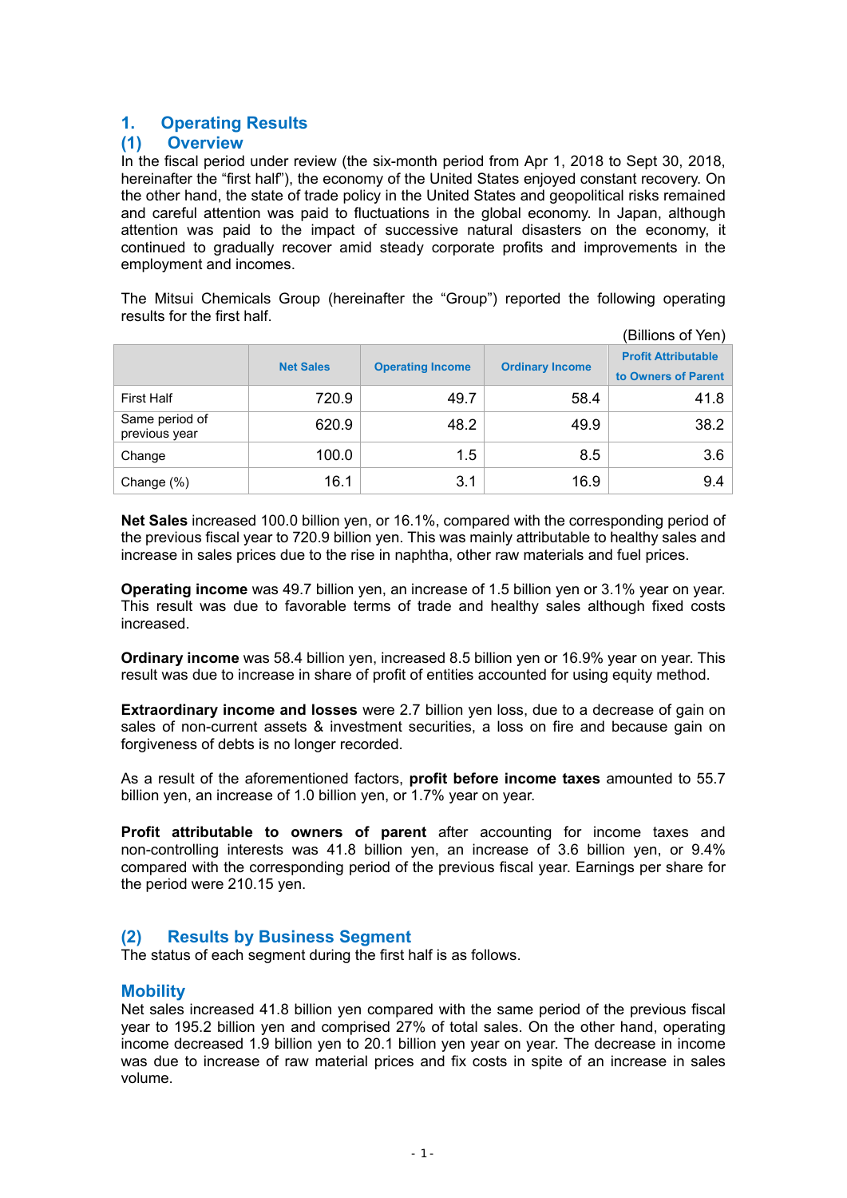## 1. Operating Results

### (1) Overview

In the fiscal period under review (the six-month period from Apr 1, 2018 to Sept 30, 2018, hereinafter the "first half"), the economy of the United States enjoyed constant recovery. On the other hand, the state of trade policy in the United States and geopolitical risks remained and careful attention was paid to fluctuations in the global economy. In Japan, although attention was paid to the impact of successive natural disasters on the economy, it continued to gradually recover amid steady corporate profits and improvements in the employment and incomes.

The Mitsui Chemicals Group (hereinafter the "Group") reported the following operating results for the first half.

(Billions of Yen)

| | Net Sales | Operating Income | Ordinary Income | Profit Attributable to Owners of Parent |
|---|---|---|---|---|
| First Half | 720.9 | 49.7 | 58.4 | 41.8 |
| Same period of previous year | 620.9 | 48.2 | 49.9 | 38.2 |
| Change | 100.0 | 1.5 | 8.5 | 3.6 |
| Change (%) | 16.1 | 3.1 | 16.9 | 9.4 |

**Net Sales** increased 100.0 billion yen, or 16.1%, compared with the corresponding period of the previous fiscal year to 720.9 billion yen. This was mainly attributable to healthy sales and increase in sales prices due to the rise in naphtha, other raw materials and fuel prices.

**Operating income** was 49.7 billion yen, an increase of 1.5 billion yen or 3.1% year on year. This result was due to favorable terms of trade and healthy sales although fixed costs increased.

**Ordinary income** was 58.4 billion yen, increased 8.5 billion yen or 16.9% year on year. This result was due to increase in share of profit of entities accounted for using equity method.

**Extraordinary income and losses** were 2.7 billion yen loss, due to a decrease of gain on sales of non-current assets & investment securities, a loss on fire and because gain on forgiveness of debts is no longer recorded.

As a result of the aforementioned factors, **profit before income taxes** amounted to 55.7 billion yen, an increase of 1.0 billion yen, or 1.7% year on year.

**Profit attributable to owners of parent** after accounting for income taxes and non-controlling interests was 41.8 billion yen, an increase of 3.6 billion yen, or 9.4% compared with the corresponding period of the previous fiscal year. Earnings per share for the period were 210.15 yen.

### (2) Results by Business Segment

The status of each segment during the first half is as follows.

#### Mobility

Net sales increased 41.8 billion yen compared with the same period of the previous fiscal year to 195.2 billion yen and comprised 27% of total sales. On the other hand, operating income decreased 1.9 billion yen to 20.1 billion yen year on year. The decrease in income was due to increase of raw material prices and fix costs in spite of an increase in sales volume.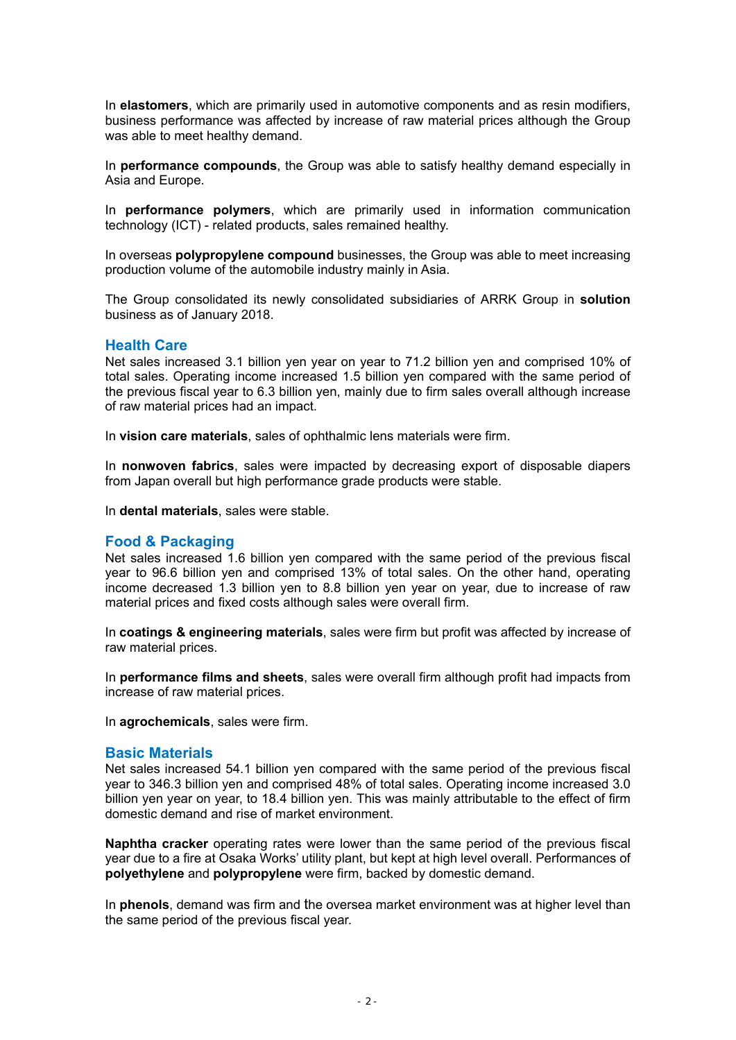In **elastomers**, which are primarily used in automotive components and as resin modifiers, business performance was affected by increase of raw material prices although the Group was able to meet healthy demand.

In **performance compounds**, the Group was able to satisfy healthy demand especially in Asia and Europe.

In **performance polymers**, which are primarily used in information communication technology (ICT) - related products, sales remained healthy.

In overseas **polypropylene compound** businesses, the Group was able to meet increasing production volume of the automobile industry mainly in Asia.

The Group consolidated its newly consolidated subsidiaries of ARRK Group in **solution** business as of January 2018.

## Health Care

Net sales increased 3.1 billion yen year on year to 71.2 billion yen and comprised 10% of total sales. Operating income increased 1.5 billion yen compared with the same period of the previous fiscal year to 6.3 billion yen, mainly due to firm sales overall although increase of raw material prices had an impact.

In **vision care materials**, sales of ophthalmic lens materials were firm.

In **nonwoven fabrics**, sales were impacted by decreasing export of disposable diapers from Japan overall but high performance grade products were stable.

In **dental materials**, sales were stable.

## Food & Packaging

Net sales increased 1.6 billion yen compared with the same period of the previous fiscal year to 96.6 billion yen and comprised 13% of total sales. On the other hand, operating income decreased 1.3 billion yen to 8.8 billion yen year on year, due to increase of raw material prices and fixed costs although sales were overall firm.

In **coatings & engineering materials**, sales were firm but profit was affected by increase of raw material prices.

In **performance films and sheets**, sales were overall firm although profit had impacts from increase of raw material prices.

In **agrochemicals**, sales were firm.

## Basic Materials

Net sales increased 54.1 billion yen compared with the same period of the previous fiscal year to 346.3 billion yen and comprised 48% of total sales. Operating income increased 3.0 billion yen year on year, to 18.4 billion yen. This was mainly attributable to the effect of firm domestic demand and rise of market environment.

**Naphtha cracker** operating rates were lower than the same period of the previous fiscal year due to a fire at Osaka Works' utility plant, but kept at high level overall. Performances of **polyethylene** and **polypropylene** were firm, backed by domestic demand.

In **phenols**, demand was firm and the oversea market environment was at higher level than the same period of the previous fiscal year.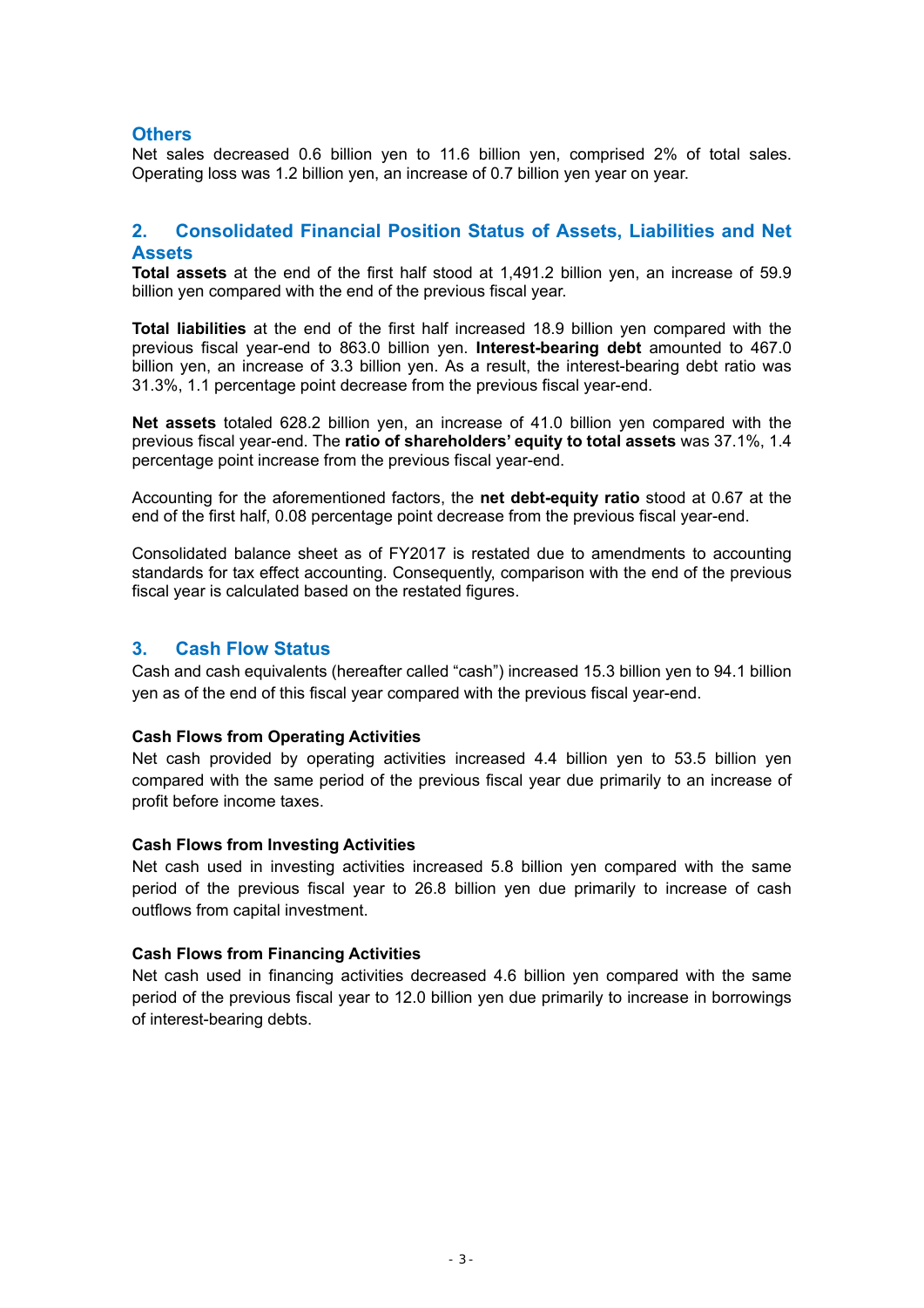### Others

Net sales decreased 0.6 billion yen to 11.6 billion yen, comprised 2% of total sales. Operating loss was 1.2 billion yen, an increase of 0.7 billion yen year on year.

## 2. Consolidated Financial Position Status of Assets, Liabilities and Net Assets

**Total assets** at the end of the first half stood at 1,491.2 billion yen, an increase of 59.9 billion yen compared with the end of the previous fiscal year.

**Total liabilities** at the end of the first half increased 18.9 billion yen compared with the previous fiscal year-end to 863.0 billion yen. **Interest-bearing debt** amounted to 467.0 billion yen, an increase of 3.3 billion yen. As a result, the interest-bearing debt ratio was 31.3%, 1.1 percentage point decrease from the previous fiscal year-end.

**Net assets** totaled 628.2 billion yen, an increase of 41.0 billion yen compared with the previous fiscal year-end. The **ratio of shareholders' equity to total assets** was 37.1%, 1.4 percentage point increase from the previous fiscal year-end.

Accounting for the aforementioned factors, the **net debt-equity ratio** stood at 0.67 at the end of the first half, 0.08 percentage point decrease from the previous fiscal year-end.

Consolidated balance sheet as of FY2017 is restated due to amendments to accounting standards for tax effect accounting. Consequently, comparison with the end of the previous fiscal year is calculated based on the restated figures.

## 3. Cash Flow Status

Cash and cash equivalents (hereafter called "cash") increased 15.3 billion yen to 94.1 billion yen as of the end of this fiscal year compared with the previous fiscal year-end.

**Cash Flows from Operating Activities**

Net cash provided by operating activities increased 4.4 billion yen to 53.5 billion yen compared with the same period of the previous fiscal year due primarily to an increase of profit before income taxes.

**Cash Flows from Investing Activities**

Net cash used in investing activities increased 5.8 billion yen compared with the same period of the previous fiscal year to 26.8 billion yen due primarily to increase of cash outflows from capital investment.

**Cash Flows from Financing Activities**

Net cash used in financing activities decreased 4.6 billion yen compared with the same period of the previous fiscal year to 12.0 billion yen due primarily to increase in borrowings of interest-bearing debts.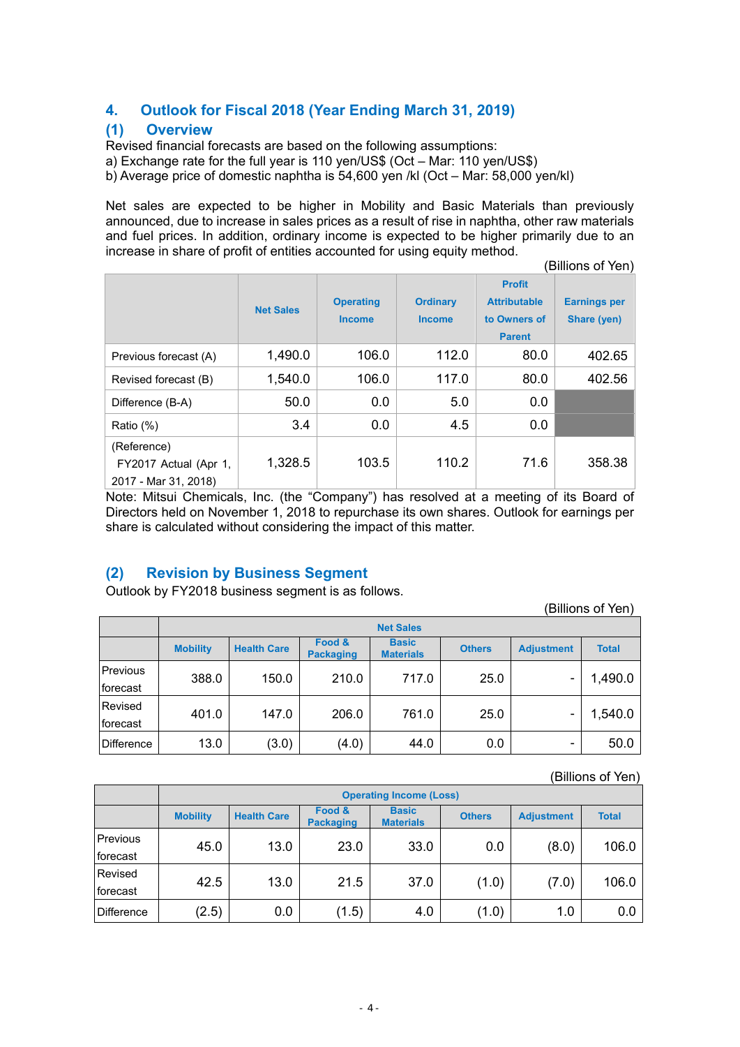## 4. Outlook for Fiscal 2018 (Year Ending March 31, 2019)

### (1) Overview

Revised financial forecasts are based on the following assumptions:

a) Exchange rate for the full year is 110 yen/US$ (Oct – Mar: 110 yen/US$)

b) Average price of domestic naphtha is 54,600 yen /kl (Oct – Mar: 58,000 yen/kl)

Net sales are expected to be higher in Mobility and Basic Materials than previously announced, due to increase in sales prices as a result of rise in naphtha, other raw materials and fuel prices. In addition, ordinary income is expected to be higher primarily due to an increase in share of profit of entities accounted for using equity method.

(Billions of Yen)

| | Net Sales | Operating Income | Ordinary Income | Profit Attributable to Owners of Parent | Earnings per Share (yen) |
|---|---|---|---|---|---|
| Previous forecast (A) | 1,490.0 | 106.0 | 112.0 | 80.0 | 402.65 |
| Revised forecast (B) | 1,540.0 | 106.0 | 117.0 | 80.0 | 402.56 |
| Difference (B-A) | 50.0 | 0.0 | 5.0 | 0.0 | |
| Ratio (%) | 3.4 | 0.0 | 4.5 | 0.0 | |
| (Reference) FY2017 Actual (Apr 1, 2017 - Mar 31, 2018) | 1,328.5 | 103.5 | 110.2 | 71.6 | 358.38 |

Note: Mitsui Chemicals, Inc. (the "Company") has resolved at a meeting of its Board of Directors held on November 1, 2018 to repurchase its own shares. Outlook for earnings per share is calculated without considering the impact of this matter.

### (2) Revision by Business Segment

Outlook by FY2018 business segment is as follows.

(Billions of Yen)

| | Net Sales | | | | | | |
|---|---|---|---|---|---|---|---|
| | Mobility | Health Care | Food & Packaging | Basic Materials | Others | Adjustment | Total |
| Previous forecast | 388.0 | 150.0 | 210.0 | 717.0 | 25.0 | - | 1,490.0 |
| Revised forecast | 401.0 | 147.0 | 206.0 | 761.0 | 25.0 | - | 1,540.0 |
| Difference | 13.0 | (3.0) | (4.0) | 44.0 | 0.0 | - | 50.0 |

(Billions of Yen)

| | Operating Income (Loss) | | | | | | |
|---|---|---|---|---|---|---|---|
| | Mobility | Health Care | Food & Packaging | Basic Materials | Others | Adjustment | Total |
| Previous forecast | 45.0 | 13.0 | 23.0 | 33.0 | 0.0 | (8.0) | 106.0 |
| Revised forecast | 42.5 | 13.0 | 21.5 | 37.0 | (1.0) | (7.0) | 106.0 |
| Difference | (2.5) | 0.0 | (1.5) | 4.0 | (1.0) | 1.0 | 0.0 |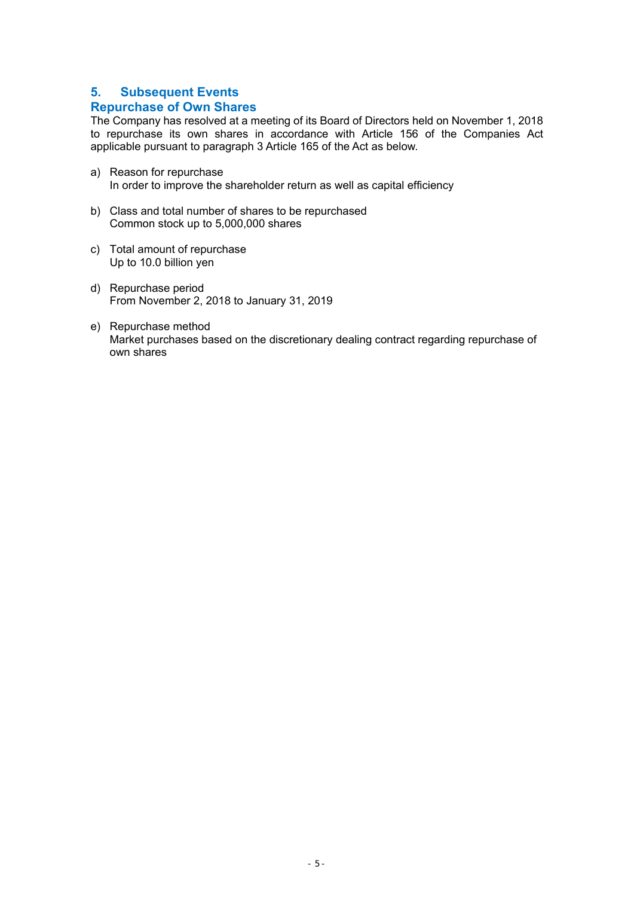## 5. Subsequent Events

### Repurchase of Own Shares

The Company has resolved at a meeting of its Board of Directors held on November 1, 2018 to repurchase its own shares in accordance with Article 156 of the Companies Act applicable pursuant to paragraph 3 Article 165 of the Act as below.

a) Reason for repurchase
   In order to improve the shareholder return as well as capital efficiency

b) Class and total number of shares to be repurchased
   Common stock up to 5,000,000 shares

c) Total amount of repurchase
   Up to 10.0 billion yen

d) Repurchase period
   From November 2, 2018 to January 31, 2019

e) Repurchase method
   Market purchases based on the discretionary dealing contract regarding repurchase of own shares